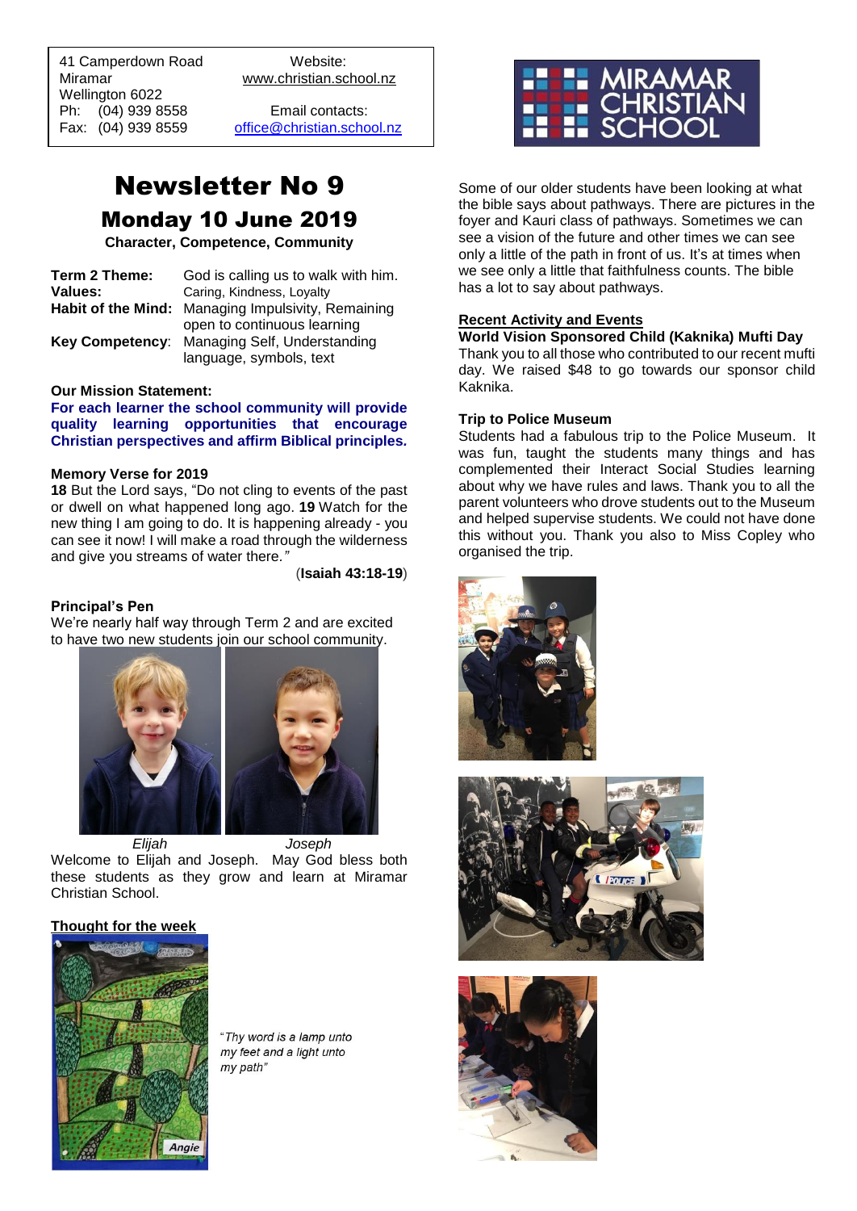41 Camperdown Road
Miramar
Wellington 6022
Ph: (04) 939 8558
Fax: (04) 939 8559

Website:
www.christian.school.nz

Email contacts:
office@christian.school.nz

MIRAMAR CHRISTIAN SCHOOL

# Newsletter No 9

## Monday 10 June 2019

**Character, Competence, Community**

| | |
|---|---|
| **Term 2 Theme:** | God is calling us to walk with him. |
| **Values:** | Caring, Kindness, Loyalty |
| **Habit of the Mind:** | Managing Impulsivity, Remaining open to continuous learning |
| **Key Competency:** | Managing Self, Understanding language, symbols, text |

### Our Mission Statement:

**For each learner the school community will provide quality learning opportunities that encourage Christian perspectives and affirm Biblical principles.**

### Memory Verse for 2019

**18** But the Lord says, "Do not cling to events of the past or dwell on what happened long ago. **19** Watch for the new thing I am going to do. It is happening already - you can see it now! I will make a road through the wilderness and give you streams of water there."

(**Isaiah 43:18-19**)

### Principal's Pen

We're nearly half way through Term 2 and are excited to have two new students join our school community.

*Elijah* *Joseph*

Welcome to Elijah and Joseph. May God bless both these students as they grow and learn at Miramar Christian School.

### Thought for the week

Angie

*"Thy word is a lamp unto my feet and a light unto my path"*

Some of our older students have been looking at what the bible says about pathways. There are pictures in the foyer and Kauri class of pathways. Sometimes we can see a vision of the future and other times we can see only a little of the path in front of us. It's at times when we see only a little that faithfulness counts. The bible has a lot to say about pathways.

### Recent Activity and Events

**World Vision Sponsored Child (Kaknika) Mufti Day**

Thank you to all those who contributed to our recent mufti day. We raised $48 to go towards our sponsor child Kaknika.

**Trip to Police Museum**

Students had a fabulous trip to the Police Museum. It was fun, taught the students many things and has complemented their Interact Social Studies learning about why we have rules and laws. Thank you to all the parent volunteers who drove students out to the Museum and helped supervise students. We could not have done this without you. Thank you also to Miss Copley who organised the trip.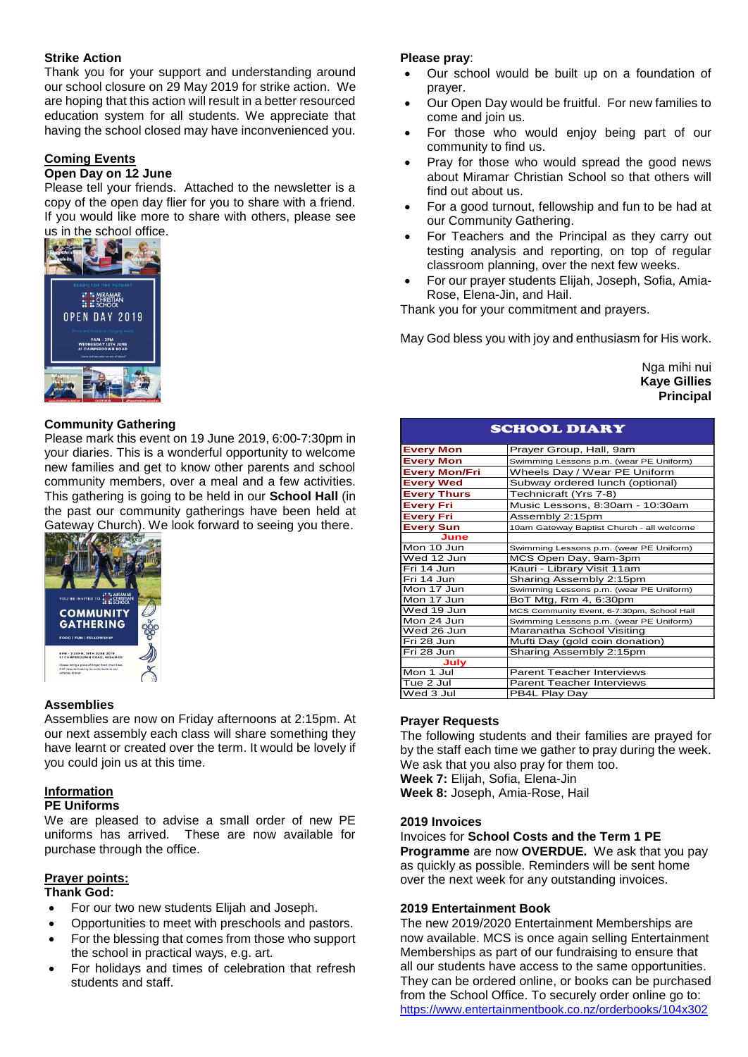### Strike Action

Thank you for your support and understanding around our school closure on 29 May 2019 for strike action. We are hoping that this action will result in a better resourced education system for all students. We appreciate that having the school closed may have inconvenienced you.

## Coming Events

### Open Day on 12 June

Please tell your friends. Attached to the newsletter is a copy of the open day flier for you to share with a friend. If you would like more to share with others, please see us in the school office.

### Community Gathering

Please mark this event on 19 June 2019, 6:00-7:30pm in your diaries. This is a wonderful opportunity to welcome new families and get to know other parents and school community members, over a meal and a few activities. This gathering is going to be held in our **School Hall** (in the past our community gatherings have been held at Gateway Church). We look forward to seeing you there.

### Assemblies

Assemblies are now on Friday afternoons at 2:15pm. At our next assembly each class will share something they have learnt or created over the term. It would be lovely if you could join us at this time.

## Information

### PE Uniforms

We are pleased to advise a small order of new PE uniforms has arrived. These are now available for purchase through the office.

## Prayer points:

**Thank God:**

- For our two new students Elijah and Joseph.
- Opportunities to meet with preschools and pastors.
- For the blessing that comes from those who support the school in practical ways, e.g. art.
- For holidays and times of celebration that refresh students and staff.

**Please pray**:

- Our school would be built up on a foundation of prayer.
- Our Open Day would be fruitful. For new families to come and join us.
- For those who would enjoy being part of our community to find us.
- Pray for those who would spread the good news about Miramar Christian School so that others will find out about us.
- For a good turnout, fellowship and fun to be had at our Community Gathering.
- For Teachers and the Principal as they carry out testing analysis and reporting, on top of regular classroom planning, over the next few weeks.
- For our prayer students Elijah, Joseph, Sofia, Amia-Rose, Elena-Jin, and Hail.

Thank you for your commitment and prayers.

May God bless you with joy and enthusiasm for His work.

Nga mihi nui
**Kaye Gillies**
**Principal**

## SCHOOL DIARY

| | |
|---|---|
| **Every Mon** | Prayer Group, Hall, 9am |
| **Every Mon** | Swimming Lessons p.m. (wear PE Uniform) |
| **Every Mon/Fri** | Wheels Day / Wear PE Uniform |
| **Every Wed** | Subway ordered lunch (optional) |
| **Every Thurs** | Technicraft (Yrs 7-8) |
| **Every Fri** | Music Lessons, 8:30am - 10:30am |
| **Every Fri** | Assembly 2:15pm |
| **Every Sun** | 10am Gateway Baptist Church - all welcome |
| **June** | |
| Mon 10 Jun | Swimming Lessons p.m. (wear PE Uniform) |
| Wed 12 Jun | MCS Open Day, 9am-3pm |
| Fri 14 Jun | Kauri - Library Visit 11am |
| Fri 14 Jun | Sharing Assembly 2:15pm |
| Mon 17 Jun | Swimming Lessons p.m. (wear PE Uniform) |
| Mon 17 Jun | BoT Mtg, Rm 4, 6:30pm |
| Wed 19 Jun | MCS Community Event, 6-7:30pm, School Hall |
| Mon 24 Jun | Swimming Lessons p.m. (wear PE Uniform) |
| Wed 26 Jun | Maranatha School Visiting |
| Fri 28 Jun | Mufti Day (gold coin donation) |
| Fri 28 Jun | Sharing Assembly 2:15pm |
| **July** | |
| Mon 1 Jul | Parent Teacher Interviews |
| Tue 2 Jul | Parent Teacher Interviews |
| Wed 3 Jul | PB4L Play Day |

### Prayer Requests

The following students and their families are prayed for by the staff each time we gather to pray during the week. We ask that you also pray for them too.

**Week 7:** Elijah, Sofia, Elena-Jin
**Week 8:** Joseph, Amia-Rose, Hail

### 2019 Invoices

Invoices for **School Costs and the Term 1 PE Programme** are now **OVERDUE.** We ask that you pay as quickly as possible. Reminders will be sent home over the next week for any outstanding invoices.

### 2019 Entertainment Book

The new 2019/2020 Entertainment Memberships are now available. MCS is once again selling Entertainment Memberships as part of our fundraising to ensure that all our students have access to the same opportunities. They can be ordered online, or books can be purchased from the School Office. To securely order online go to: https://www.entertainmentbook.co.nz/orderbooks/104x302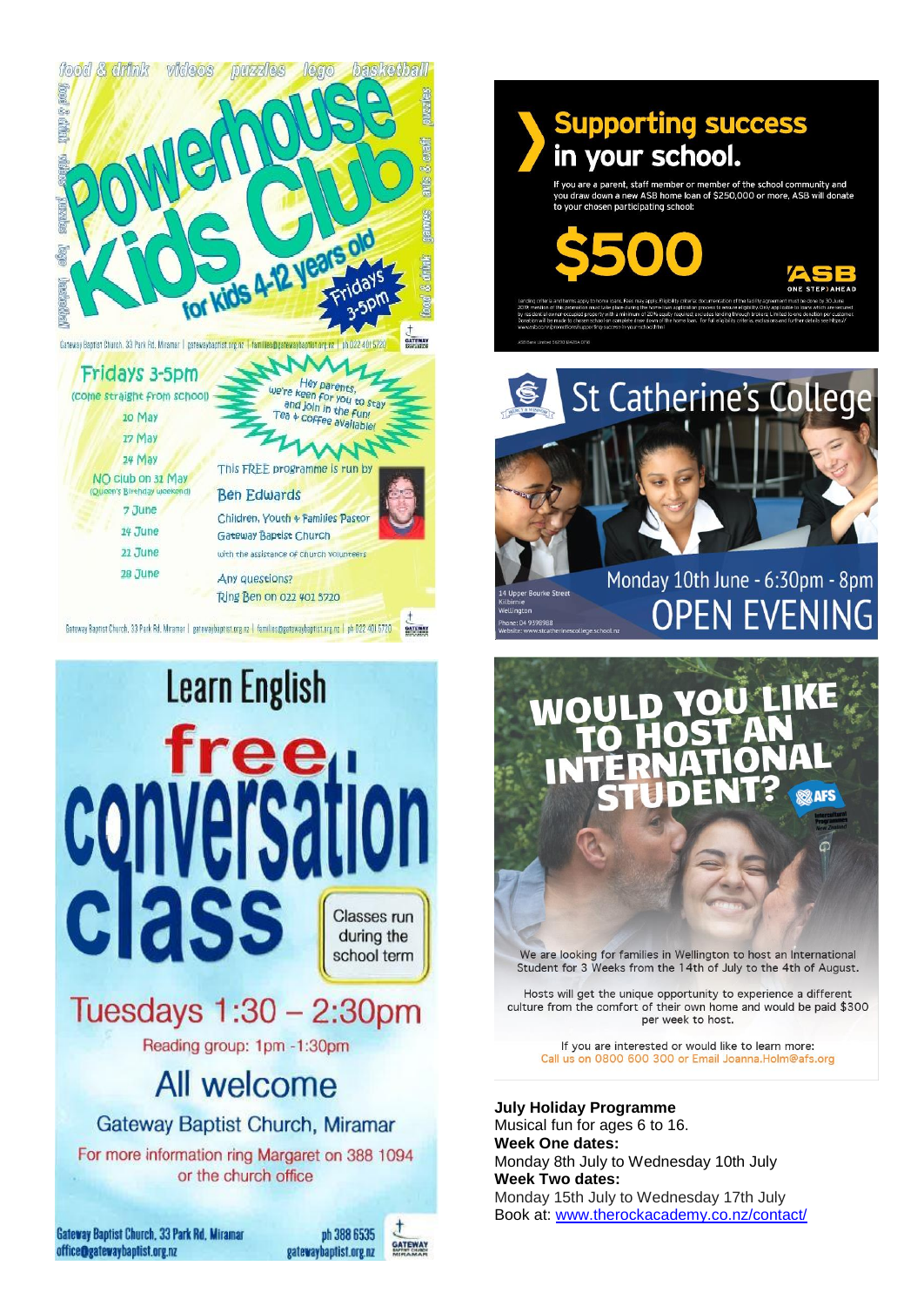food & drink videos puzzles lego basketball

# Powerhouse Kids Club

for kids 4-12 years old

Fridays 3-5pm

Gateway Baptist Church, 33 Park Rd, Miramar | gatewaybaptist.org.nz | families@gatewaybaptist.org.nz | ph 022 401 5720

**Fridays 3-5pm**
(come straight from school)

- 10 May
- 17 May
- 24 May
- NO club on 31 May (Queen's Birthday weekend)
- 7 June
- 14 June
- 21 June
- 28 June

Hey parents, we're keen for you to stay and join in the fun! Tea & coffee available!

This FREE programme is run by

Ben Edwards
Children, Youth & Families Pastor
Gateway Baptist Church
with the assistance of church volunteers

Any questions?
Ring Ben on 022 401 5720

Gateway Baptist Church, 33 Park Rd, Miramar | gatewaybaptist.org.nz | families@gatewaybaptist.org.nz | ph 022 401 5720

# Supporting success in your school.

If you are a parent, staff member or member of the school community and you draw down a new ASB home loan of $250,000 or more, ASB will donate to your chosen participating school:

## $500

ASB
ONE STEP AHEAD

# St Catherine's College

14 Upper Bourke Street
Kilbirnie
Wellington
Phone: 04 9398988
Website: www.stcatherinescollege.school.nz

Monday 10th June - 6:30pm - 8pm

## OPEN EVENING

# Learn English

# free conversation class

Classes run during the school term

## Tuesdays 1:30 – 2:30pm

Reading group: 1pm -1:30pm

## All welcome

Gateway Baptist Church, Miramar

For more information ring Margaret on 388 1094 or the church office

Gateway Baptist Church, 33 Park Rd, Miramar
office@gatewaybaptist.org.nz
ph 388 6535
gatewaybaptist.org.nz

# WOULD YOU LIKE TO HOST AN INTERNATIONAL STUDENT?

AFS

We are looking for families in Wellington to host an International Student for 3 Weeks from the 14th of July to the 4th of August.

Hosts will get the unique opportunity to experience a different culture from the comfort of their own home and would be paid $300 per week to host.

If you are interested or would like to learn more:
Call us on 0800 600 300 or Email Joanna.Holm@afs.org

**July Holiday Programme**
Musical fun for ages 6 to 16.
**Week One dates:**
Monday 8th July to Wednesday 10th July
**Week Two dates:**
Monday 15th July to Wednesday 17th July
Book at: www.therockacademy.co.nz/contact/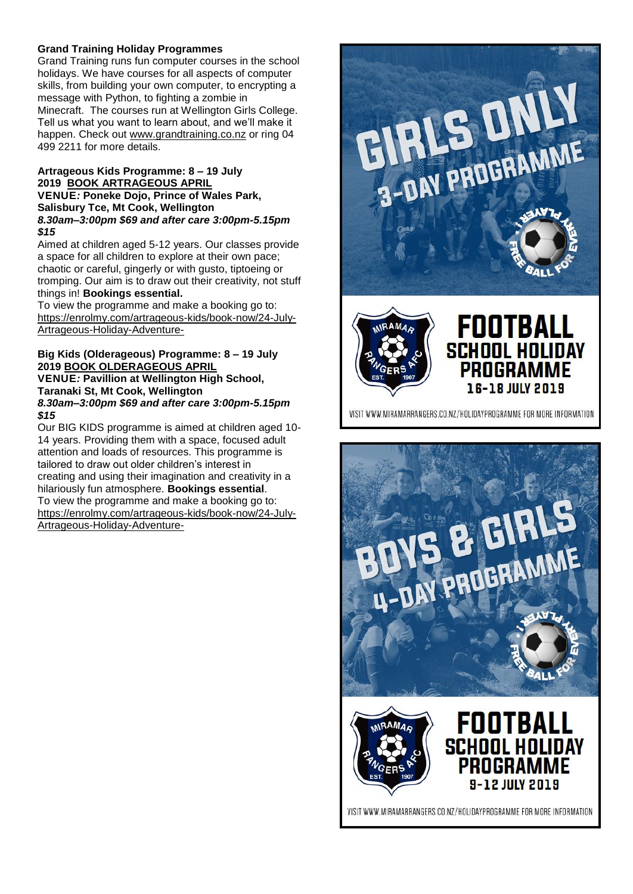**Grand Training Holiday Programmes**

Grand Training runs fun computer courses in the school holidays. We have courses for all aspects of computer skills, from building your own computer, to encrypting a message with Python, to fighting a zombie in Minecraft. The courses run at Wellington Girls College. Tell us what you want to learn about, and we'll make it happen. Check out www.grandtraining.co.nz or ring 04 499 2211 for more details.

**Artrageous Kids Programme: 8 – 19 July 2019 BOOK ARTRAGEOUS APRIL**

**VENUE: Poneke Dojo, Prince of Wales Park, Salisbury Tce, Mt Cook, Wellington**

***8.30am–3:00pm $69 and after care 3:00pm-5.15pm $15***

Aimed at children aged 5-12 years. Our classes provide a space for all children to explore at their own pace; chaotic or careful, gingerly or with gusto, tiptoeing or tromping. Our aim is to draw out their creativity, not stuff things in! **Bookings essential.**

To view the programme and make a booking go to: https://enrolmy.com/artrageous-kids/book-now/24-July-Artrageous-Holiday-Adventure-

**Big Kids (Olderageous) Programme: 8 – 19 July 2019 BOOK OLDERAGEOUS APRIL**

**VENUE: Pavillion at Wellington High School, Taranaki St, Mt Cook, Wellington**

***8.30am–3:00pm $69 and after care 3:00pm-5.15pm $15***

Our BIG KIDS programme is aimed at children aged 10-14 years. Providing them with a space, focused adult attention and loads of resources. This programme is tailored to draw out older children's interest in creating and using their imagination and creativity in a hilariously fun atmosphere. **Bookings essential**.

To view the programme and make a booking go to: https://enrolmy.com/artrageous-kids/book-now/24-July-Artrageous-Holiday-Adventure-

GIRLS ONLY
3-DAY PROGRAMME
1 FREE BALL FOR EVERY PLAYER

MIRAMAR RANGERS AFC EST. 1907

**FOOTBALL SCHOOL HOLIDAY PROGRAMME**
**16-18 JULY 2019**

VISIT WWW.MIRAMARRANGERS.CO.NZ/HOLIDAYPROGRAMME FOR MORE INFORMATION

BOYS & GIRLS
4-DAY PROGRAMME
1 FREE BALL FOR EVERY PLAYER

MIRAMAR RANGERS AFC EST. 1907

**FOOTBALL SCHOOL HOLIDAY PROGRAMME**
**9-12 JULY 2019**

VISIT WWW.MIRAMARRANGERS.CO.NZ/HOLIDAYPROGRAMME FOR MORE INFORMATION